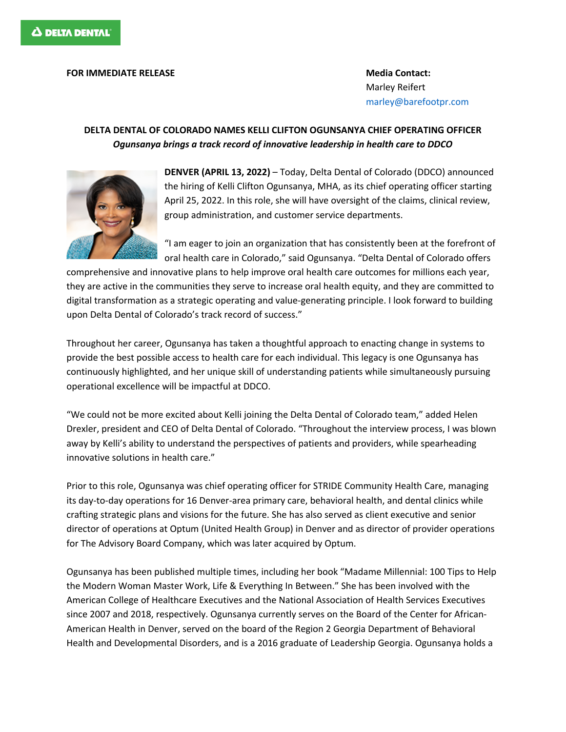DELTA DENTAL

**FOR IMMEDIATE RELEASE**

**Media Contact:**
Marley Reifert
marley@barefootpr.com

# DELTA DENTAL OF COLORADO NAMES KELLI CLIFTON OGUNSANYA CHIEF OPERATING OFFICER

***Ogunsanya brings a track record of innovative leadership in health care to DDCO***

**DENVER (APRIL 13, 2022)** – Today, Delta Dental of Colorado (DDCO) announced the hiring of Kelli Clifton Ogunsanya, MHA, as its chief operating officer starting April 25, 2022. In this role, she will have oversight of the claims, clinical review, group administration, and customer service departments.

"I am eager to join an organization that has consistently been at the forefront of oral health care in Colorado," said Ogunsanya. "Delta Dental of Colorado offers comprehensive and innovative plans to help improve oral health care outcomes for millions each year, they are active in the communities they serve to increase oral health equity, and they are committed to digital transformation as a strategic operating and value-generating principle. I look forward to building upon Delta Dental of Colorado's track record of success."

Throughout her career, Ogunsanya has taken a thoughtful approach to enacting change in systems to provide the best possible access to health care for each individual. This legacy is one Ogunsanya has continuously highlighted, and her unique skill of understanding patients while simultaneously pursuing operational excellence will be impactful at DDCO.

"We could not be more excited about Kelli joining the Delta Dental of Colorado team," added Helen Drexler, president and CEO of Delta Dental of Colorado. "Throughout the interview process, I was blown away by Kelli's ability to understand the perspectives of patients and providers, while spearheading innovative solutions in health care."

Prior to this role, Ogunsanya was chief operating officer for STRIDE Community Health Care, managing its day-to-day operations for 16 Denver-area primary care, behavioral health, and dental clinics while crafting strategic plans and visions for the future. She has also served as client executive and senior director of operations at Optum (United Health Group) in Denver and as director of provider operations for The Advisory Board Company, which was later acquired by Optum.

Ogunsanya has been published multiple times, including her book "Madame Millennial: 100 Tips to Help the Modern Woman Master Work, Life & Everything In Between." She has been involved with the American College of Healthcare Executives and the National Association of Health Services Executives since 2007 and 2018, respectively. Ogunsanya currently serves on the Board of the Center for African-American Health in Denver, served on the board of the Region 2 Georgia Department of Behavioral Health and Developmental Disorders, and is a 2016 graduate of Leadership Georgia. Ogunsanya holds a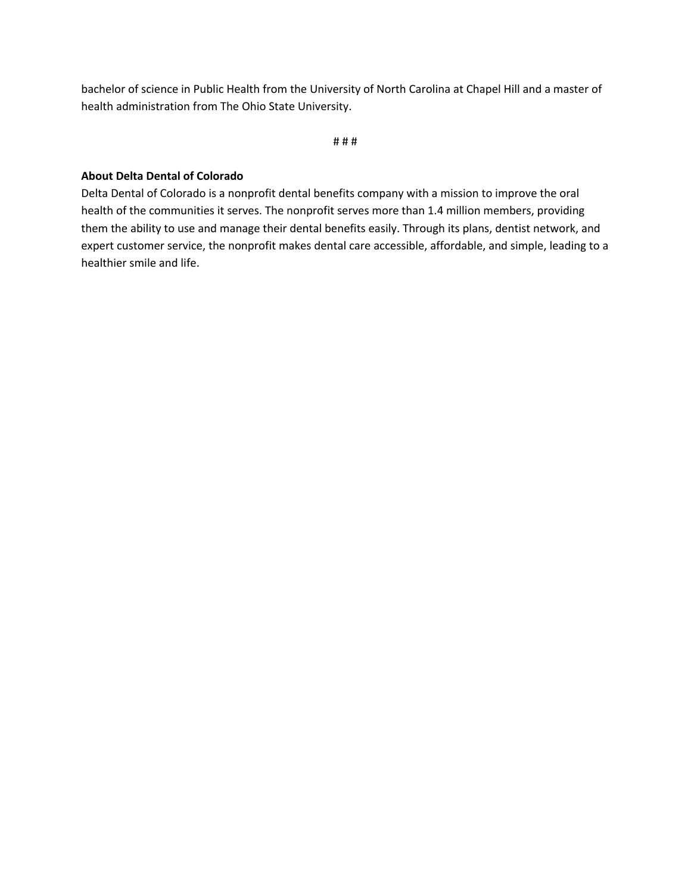bachelor of science in Public Health from the University of North Carolina at Chapel Hill and a master of health administration from The Ohio State University.

# # #

**About Delta Dental of Colorado**

Delta Dental of Colorado is a nonprofit dental benefits company with a mission to improve the oral health of the communities it serves. The nonprofit serves more than 1.4 million members, providing them the ability to use and manage their dental benefits easily. Through its plans, dentist network, and expert customer service, the nonprofit makes dental care accessible, affordable, and simple, leading to a healthier smile and life.